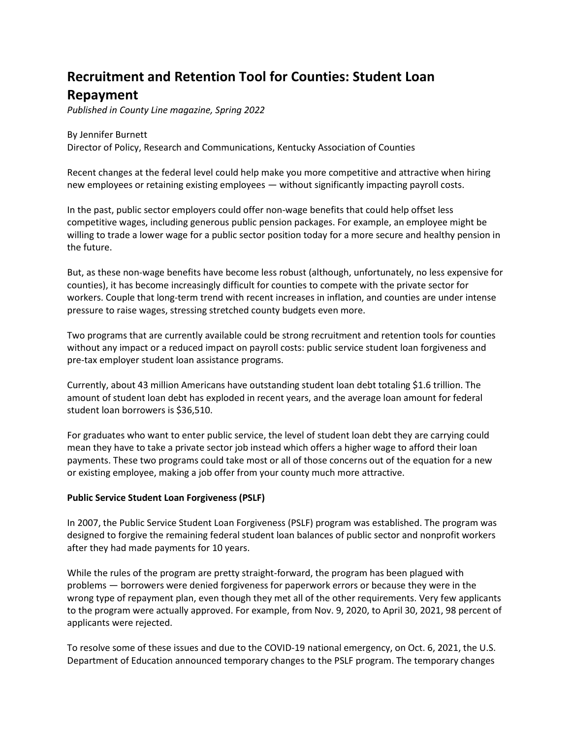# Recruitment and Retention Tool for Counties: Student Loan Repayment

*Published in County Line magazine, Spring 2022*

By Jennifer Burnett
Director of Policy, Research and Communications, Kentucky Association of Counties

Recent changes at the federal level could help make you more competitive and attractive when hiring new employees or retaining existing employees — without significantly impacting payroll costs.

In the past, public sector employers could offer non-wage benefits that could help offset less competitive wages, including generous public pension packages. For example, an employee might be willing to trade a lower wage for a public sector position today for a more secure and healthy pension in the future.

But, as these non-wage benefits have become less robust (although, unfortunately, no less expensive for counties), it has become increasingly difficult for counties to compete with the private sector for workers. Couple that long-term trend with recent increases in inflation, and counties are under intense pressure to raise wages, stressing stretched county budgets even more.

Two programs that are currently available could be strong recruitment and retention tools for counties without any impact or a reduced impact on payroll costs: public service student loan forgiveness and pre-tax employer student loan assistance programs.

Currently, about 43 million Americans have outstanding student loan debt totaling $1.6 trillion. The amount of student loan debt has exploded in recent years, and the average loan amount for federal student loan borrowers is $36,510.

For graduates who want to enter public service, the level of student loan debt they are carrying could mean they have to take a private sector job instead which offers a higher wage to afford their loan payments. These two programs could take most or all of those concerns out of the equation for a new or existing employee, making a job offer from your county much more attractive.

**Public Service Student Loan Forgiveness (PSLF)**

In 2007, the Public Service Student Loan Forgiveness (PSLF) program was established. The program was designed to forgive the remaining federal student loan balances of public sector and nonprofit workers after they had made payments for 10 years.

While the rules of the program are pretty straight-forward, the program has been plagued with problems — borrowers were denied forgiveness for paperwork errors or because they were in the wrong type of repayment plan, even though they met all of the other requirements. Very few applicants to the program were actually approved. For example, from Nov. 9, 2020, to April 30, 2021, 98 percent of applicants were rejected.

To resolve some of these issues and due to the COVID-19 national emergency, on Oct. 6, 2021, the U.S. Department of Education announced temporary changes to the PSLF program. The temporary changes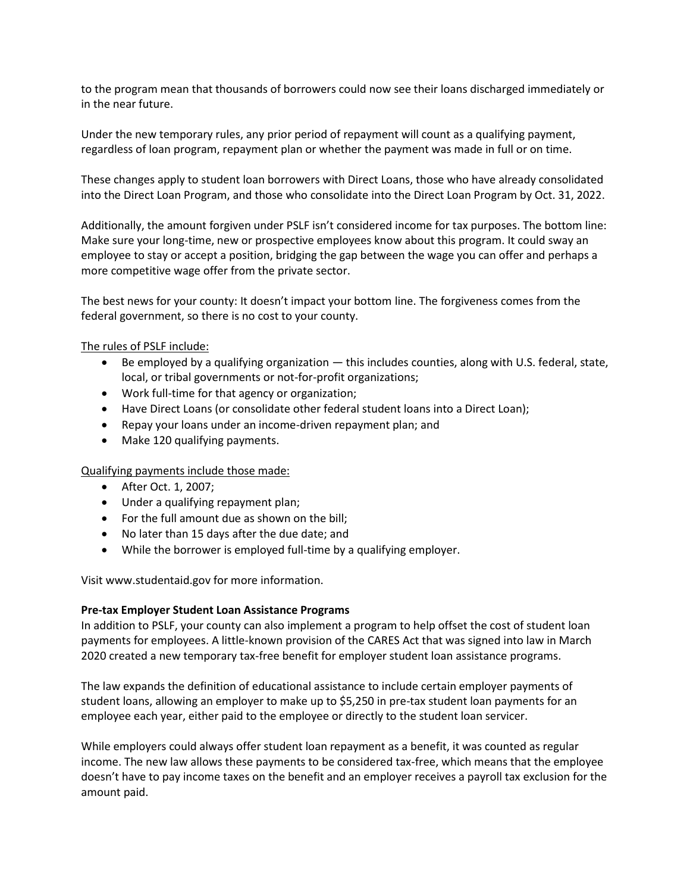to the program mean that thousands of borrowers could now see their loans discharged immediately or in the near future.

Under the new temporary rules, any prior period of repayment will count as a qualifying payment, regardless of loan program, repayment plan or whether the payment was made in full or on time.

These changes apply to student loan borrowers with Direct Loans, those who have already consolidated into the Direct Loan Program, and those who consolidate into the Direct Loan Program by Oct. 31, 2022.

Additionally, the amount forgiven under PSLF isn't considered income for tax purposes. The bottom line: Make sure your long-time, new or prospective employees know about this program. It could sway an employee to stay or accept a position, bridging the gap between the wage you can offer and perhaps a more competitive wage offer from the private sector.

The best news for your county: It doesn't impact your bottom line. The forgiveness comes from the federal government, so there is no cost to your county.

<u>The rules of PSLF include:</u>

- Be employed by a qualifying organization — this includes counties, along with U.S. federal, state, local, or tribal governments or not-for-profit organizations;
- Work full-time for that agency or organization;
- Have Direct Loans (or consolidate other federal student loans into a Direct Loan);
- Repay your loans under an income-driven repayment plan; and
- Make 120 qualifying payments.

<u>Qualifying payments include those made:</u>

- After Oct. 1, 2007;
- Under a qualifying repayment plan;
- For the full amount due as shown on the bill;
- No later than 15 days after the due date; and
- While the borrower is employed full-time by a qualifying employer.

Visit www.studentaid.gov for more information.

**Pre-tax Employer Student Loan Assistance Programs**

In addition to PSLF, your county can also implement a program to help offset the cost of student loan payments for employees. A little-known provision of the CARES Act that was signed into law in March 2020 created a new temporary tax-free benefit for employer student loan assistance programs.

The law expands the definition of educational assistance to include certain employer payments of student loans, allowing an employer to make up to $5,250 in pre-tax student loan payments for an employee each year, either paid to the employee or directly to the student loan servicer.

While employers could always offer student loan repayment as a benefit, it was counted as regular income. The new law allows these payments to be considered tax-free, which means that the employee doesn't have to pay income taxes on the benefit and an employer receives a payroll tax exclusion for the amount paid.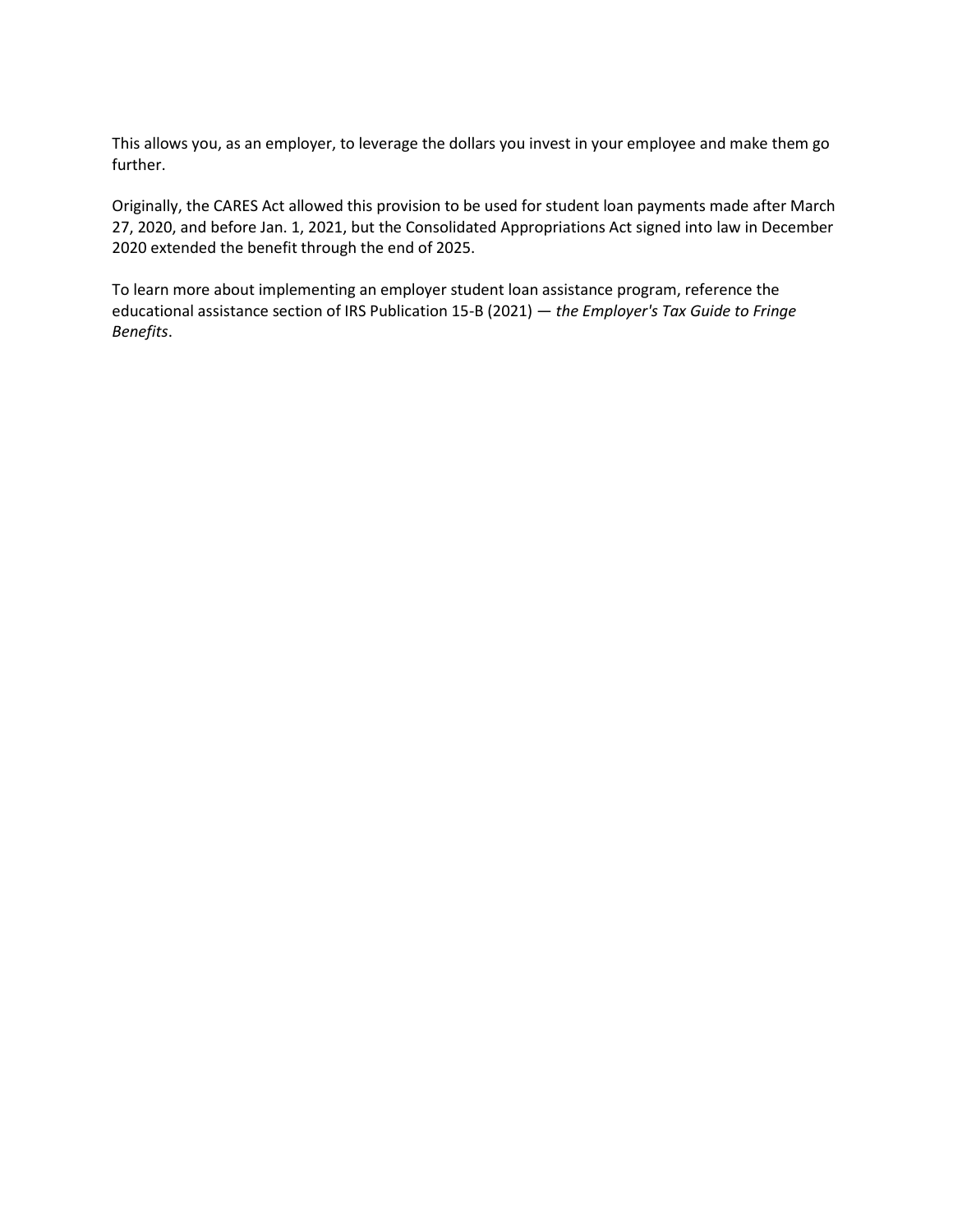This allows you, as an employer, to leverage the dollars you invest in your employee and make them go further.

Originally, the CARES Act allowed this provision to be used for student loan payments made after March 27, 2020, and before Jan. 1, 2021, but the Consolidated Appropriations Act signed into law in December 2020 extended the benefit through the end of 2025.

To learn more about implementing an employer student loan assistance program, reference the educational assistance section of IRS Publication 15-B (2021) — *the Employer's Tax Guide to Fringe Benefits*.